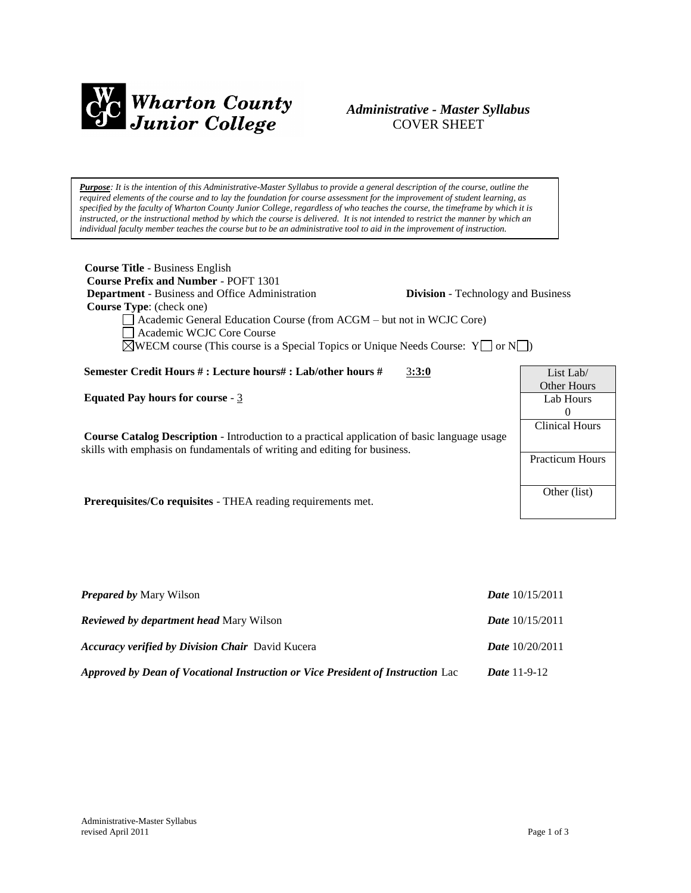**Wharton County Junior College**

***Administrative - Master Syllabus***
COVER SHEET

***Purpose****: It is the intention of this Administrative-Master Syllabus to provide a general description of the course, outline the required elements of the course and to lay the foundation for course assessment for the improvement of student learning, as specified by the faculty of Wharton County Junior College, regardless of who teaches the course, the timeframe by which it is instructed, or the instructional method by which the course is delivered. It is not intended to restrict the manner by which an individual faculty member teaches the course but to be an administrative tool to aid in the improvement of instruction.*

**Course Title** - Business English
**Course Prefix and Number** - POFT 1301
**Department** - Business and Office Administration **Division** - Technology and Business
**Course Type**: (check one)

- ☐ Academic General Education Course (from ACGM – but not in WCJC Core)
- ☐ Academic WCJC Core Course
- ☒ WECM course (This course is a Special Topics or Unique Needs Course: Y☐ or N☐)

**Semester Credit Hours # : Lecture hours# : Lab/other hours #** 3**:3:0**

**Equated Pay hours for course** - 3

**Course Catalog Description** - Introduction to a practical application of basic language usage skills with emphasis on fundamentals of writing and editing for business.

**Prerequisites/Co requisites** - THEA reading requirements met.

| List Lab/ Other Hours |
|---|
| Lab Hours 0 |
| Clinical Hours |
| Practicum Hours |
| Other (list) |

***Prepared by*** Mary Wilson ***Date*** 10/15/2011

***Reviewed by department head*** Mary Wilson ***Date*** 10/15/2011

***Accuracy verified by Division Chair*** David Kucera ***Date*** 10/20/2011

***Approved by Dean of Vocational Instruction or Vice President of Instruction*** Lac ***Date*** 11-9-12

Administrative-Master Syllabus
revised April 2011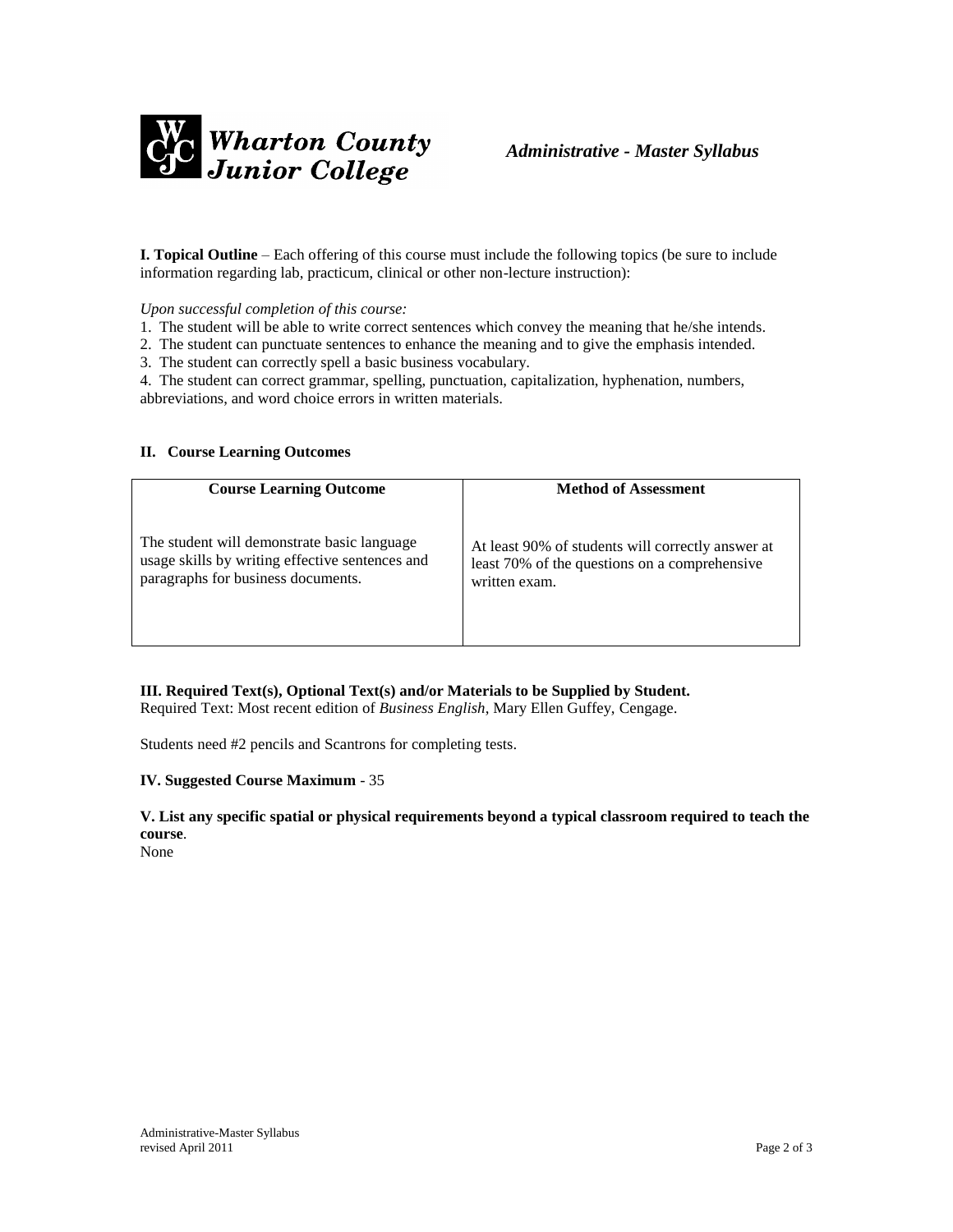**I. Topical Outline** – Each offering of this course must include the following topics (be sure to include information regarding lab, practicum, clinical or other non-lecture instruction):

*Upon successful completion of this course:*

1. The student will be able to write correct sentences which convey the meaning that he/she intends.
2. The student can punctuate sentences to enhance the meaning and to give the emphasis intended.
3. The student can correctly spell a basic business vocabulary.
4. The student can correct grammar, spelling, punctuation, capitalization, hyphenation, numbers, abbreviations, and word choice errors in written materials.

**II. Course Learning Outcomes**

| Course Learning Outcome | Method of Assessment |
|---|---|
| The student will demonstrate basic language usage skills by writing effective sentences and paragraphs for business documents. | At least 90% of students will correctly answer at least 70% of the questions on a comprehensive written exam. |

**III. Required Text(s), Optional Text(s) and/or Materials to be Supplied by Student.**
Required Text: Most recent edition of *Business English*, Mary Ellen Guffey, Cengage.

Students need #2 pencils and Scantrons for completing tests.

**IV. Suggested Course Maximum** - 35

**V. List any specific spatial or physical requirements beyond a typical classroom required to teach the course**.
None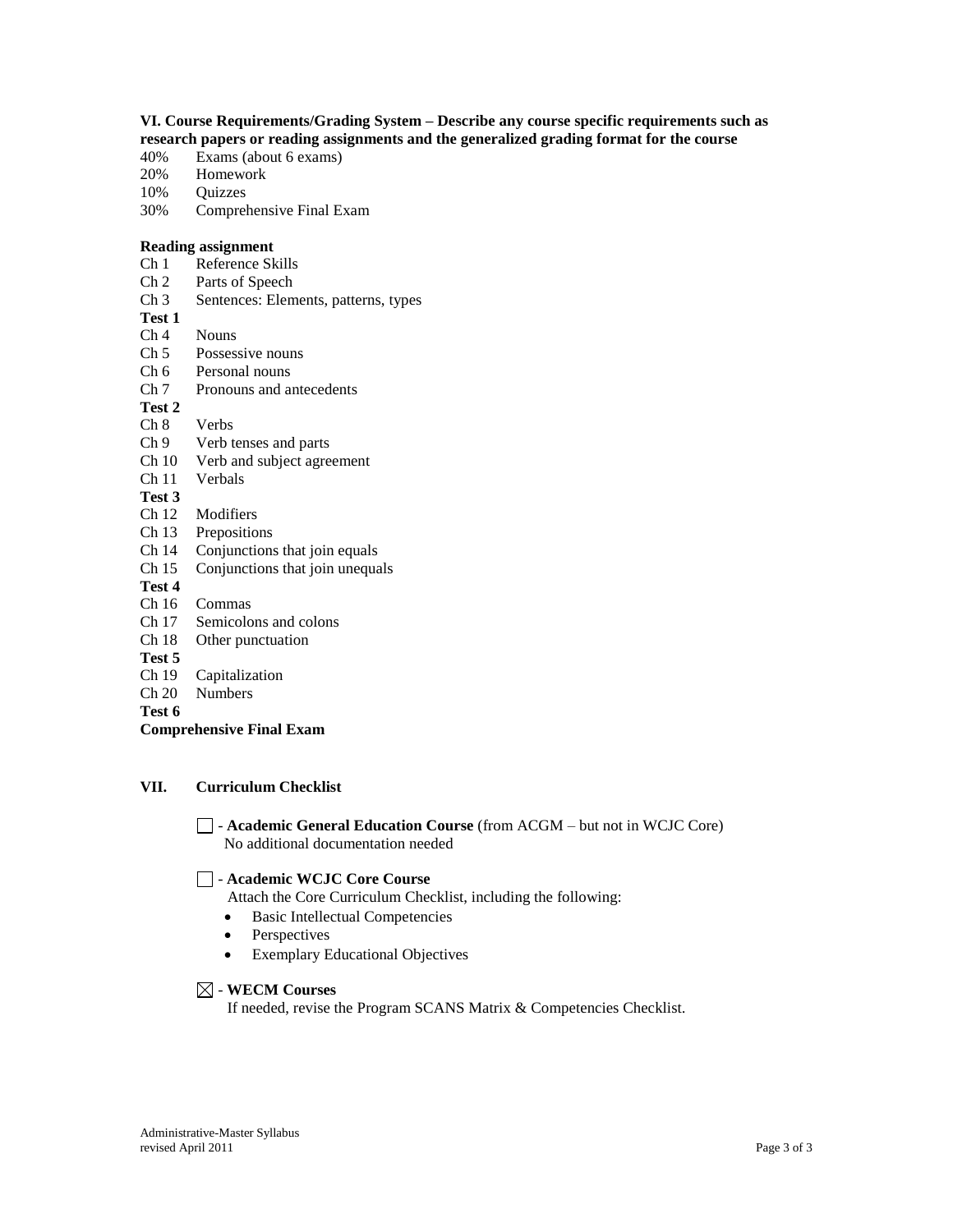**VI. Course Requirements/Grading System – Describe any course specific requirements such as research papers or reading assignments and the generalized grading format for the course**

| | |
|---|---|
| 40% | Exams (about 6 exams) |
| 20% | Homework |
| 10% | Quizzes |
| 30% | Comprehensive Final Exam |

**Reading assignment**

Ch 1 Reference Skills
Ch 2 Parts of Speech
Ch 3 Sentences: Elements, patterns, types
**Test 1**
Ch 4 Nouns
Ch 5 Possessive nouns
Ch 6 Personal nouns
Ch 7 Pronouns and antecedents
**Test 2**
Ch 8 Verbs
Ch 9 Verb tenses and parts
Ch 10 Verb and subject agreement
Ch 11 Verbals
**Test 3**
Ch 12 Modifiers
Ch 13 Prepositions
Ch 14 Conjunctions that join equals
Ch 15 Conjunctions that join unequals
**Test 4**
Ch 16 Commas
Ch 17 Semicolons and colons
Ch 18 Other punctuation
**Test 5**
Ch 19 Capitalization
Ch 20 Numbers
**Test 6**
**Comprehensive Final Exam**

**VII. Curriculum Checklist**

☐ - **Academic General Education Course** (from ACGM – but not in WCJC Core)
No additional documentation needed

☐ - **Academic WCJC Core Course**
Attach the Core Curriculum Checklist, including the following:

- Basic Intellectual Competencies
- Perspectives
- Exemplary Educational Objectives

☒ - **WECM Courses**
If needed, revise the Program SCANS Matrix & Competencies Checklist.

Administrative-Master Syllabus
revised April 2011